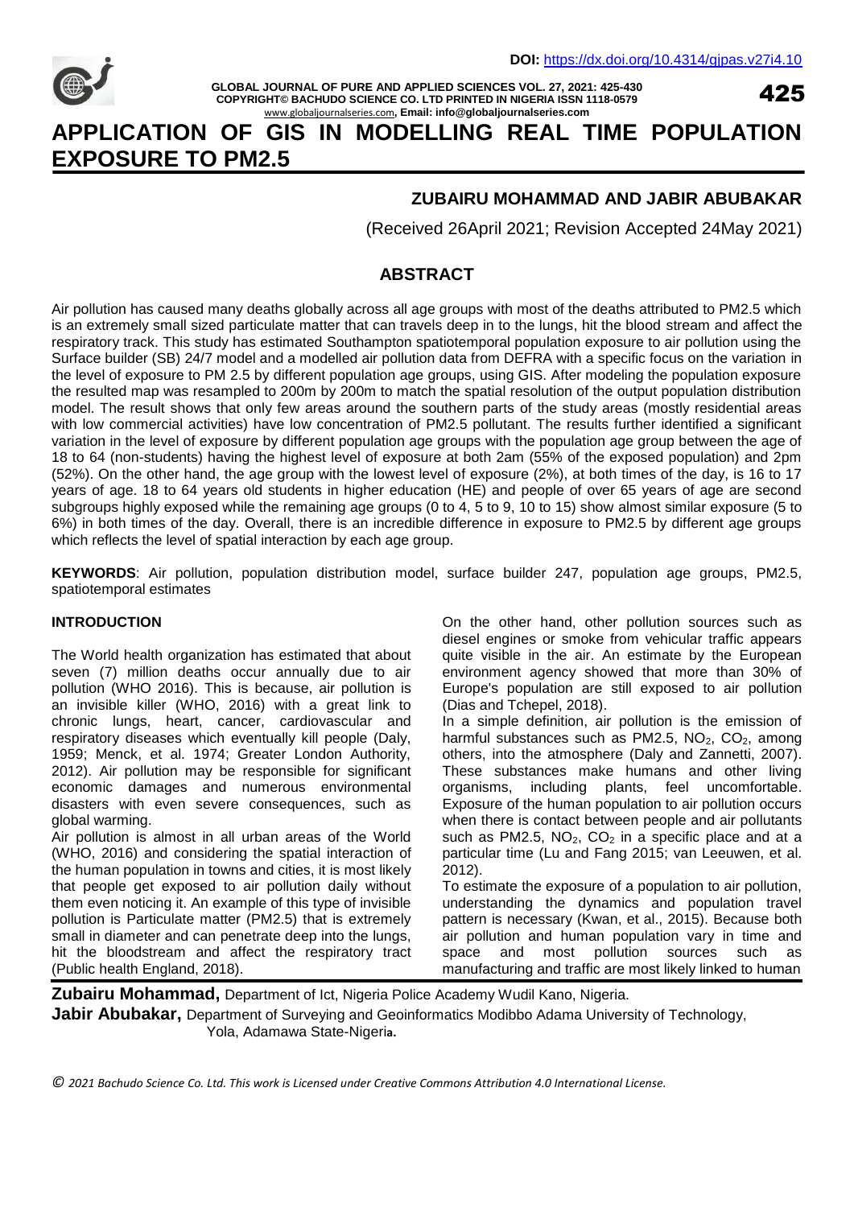# APPLICATION OF GIS IN MODELLING REAL TIME POPULATION EXPOSURE TO PM2.5

**ZUBAIRU MOHAMMAD AND JABIR ABUBAKAR**

(Received 26April 2021; Revision Accepted 24May 2021)

## ABSTRACT

Air pollution has caused many deaths globally across all age groups with most of the deaths attributed to PM2.5 which is an extremely small sized particulate matter that can travels deep in to the lungs, hit the blood stream and affect the respiratory track. This study has estimated Southampton spatiotemporal population exposure to air pollution using the Surface builder (SB) 24/7 model and a modelled air pollution data from DEFRA with a specific focus on the variation in the level of exposure to PM 2.5 by different population age groups, using GIS. After modeling the population exposure the resulted map was resampled to 200m by 200m to match the spatial resolution of the output population distribution model. The result shows that only few areas around the southern parts of the study areas (mostly residential areas with low commercial activities) have low concentration of PM2.5 pollutant. The results further identified a significant variation in the level of exposure by different population age groups with the population age group between the age of 18 to 64 (non-students) having the highest level of exposure at both 2am (55% of the exposed population) and 2pm (52%). On the other hand, the age group with the lowest level of exposure (2%), at both times of the day, is 16 to 17 years of age. 18 to 64 years old students in higher education (HE) and people of over 65 years of age are second subgroups highly exposed while the remaining age groups (0 to 4, 5 to 9, 10 to 15) show almost similar exposure (5 to 6%) in both times of the day. Overall, there is an incredible difference in exposure to PM2.5 by different age groups which reflects the level of spatial interaction by each age group.

**KEYWORDS**: Air pollution, population distribution model, surface builder 247, population age groups, PM2.5, spatiotemporal estimates

## INTRODUCTION

The World health organization has estimated that about seven (7) million deaths occur annually due to air pollution (WHO 2016). This is because, air pollution is an invisible killer (WHO, 2016) with a great link to chronic lungs, heart, cancer, cardiovascular and respiratory diseases which eventually kill people (Daly, 1959; Menck, et al. 1974; Greater London Authority, 2012). Air pollution may be responsible for significant economic damages and numerous environmental disasters with even severe consequences, such as global warming.

Air pollution is almost in all urban areas of the World (WHO, 2016) and considering the spatial interaction of the human population in towns and cities, it is most likely that people get exposed to air pollution daily without them even noticing it. An example of this type of invisible pollution is Particulate matter (PM2.5) that is extremely small in diameter and can penetrate deep into the lungs, hit the bloodstream and affect the respiratory tract (Public health England, 2018).

On the other hand, other pollution sources such as diesel engines or smoke from vehicular traffic appears quite visible in the air. An estimate by the European environment agency showed that more than 30% of Europe's population are still exposed to air pollution (Dias and Tchepel, 2018).

In a simple definition, air pollution is the emission of harmful substances such as PM2.5, $NO_2$, $CO_2$, among others, into the atmosphere (Daly and Zannetti, 2007). These substances make humans and other living organisms, including plants, feel uncomfortable. Exposure of the human population to air pollution occurs when there is contact between people and air pollutants such as PM2.5, $NO_2$, $CO_2$ in a specific place and at a particular time (Lu and Fang 2015; van Leeuwen, et al. 2012).

To estimate the exposure of a population to air pollution, understanding the dynamics and population travel pattern is necessary (Kwan, et al., 2015). Because both air pollution and human population vary in time and space and most pollution sources such as manufacturing and traffic are most likely linked to human

**Zubairu Mohammad,** Department of Ict, Nigeria Police Academy Wudil Kano, Nigeria.

**Jabir Abubakar,** Department of Surveying and Geoinformatics Modibbo Adama University of Technology, Yola, Adamawa State-Nigeria.

*© 2021 Bachudo Science Co. Ltd. This work is Licensed under Creative Commons Attribution 4.0 International License.*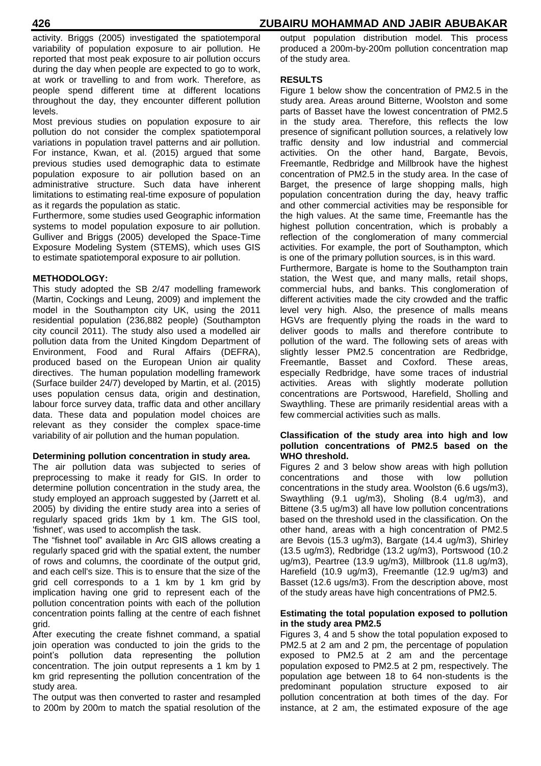activity. Briggs (2005) investigated the spatiotemporal variability of population exposure to air pollution. He reported that most peak exposure to air pollution occurs during the day when people are expected to go to work, at work or travelling to and from work. Therefore, as people spend different time at different locations throughout the day, they encounter different pollution levels.

Most previous studies on population exposure to air pollution do not consider the complex spatiotemporal variations in population travel patterns and air pollution. For instance, Kwan, et al. (2015) argued that some previous studies used demographic data to estimate population exposure to air pollution based on an administrative structure. Such data have inherent limitations to estimating real-time exposure of population as it regards the population as static.

Furthermore, some studies used Geographic information systems to model population exposure to air pollution. Gulliver and Briggs (2005) developed the Space-Time Exposure Modeling System (STEMS), which uses GIS to estimate spatiotemporal exposure to air pollution.

## METHODOLOGY:

This study adopted the SB 2/47 modelling framework (Martin, Cockings and Leung, 2009) and implement the model in the Southampton city UK, using the 2011 residential population (236,882 people) (Southampton city council 2011). The study also used a modelled air pollution data from the United Kingdom Department of Environment, Food and Rural Affairs (DEFRA), produced based on the European Union air quality directives. The human population modelling framework (Surface builder 24/7) developed by Martin, et al. (2015) uses population census data, origin and destination, labour force survey data, traffic data and other ancillary data. These data and population model choices are relevant as they consider the complex space-time variability of air pollution and the human population.

### Determining pollution concentration in study area.

The air pollution data was subjected to series of preprocessing to make it ready for GIS. In order to determine pollution concentration in the study area, the study employed an approach suggested by (Jarrett et al. 2005) by dividing the entire study area into a series of regularly spaced grids 1km by 1 km. The GIS tool, 'fishnet', was used to accomplish the task.

The "fishnet tool" available in Arc GIS allows creating a regularly spaced grid with the spatial extent, the number of rows and columns, the coordinate of the output grid, and each cell's size. This is to ensure that the size of the grid cell corresponds to a 1 km by 1 km grid by implication having one grid to represent each of the pollution concentration points with each of the pollution concentration points falling at the centre of each fishnet grid.

After executing the create fishnet command, a spatial join operation was conducted to join the grids to the point's pollution data representing the pollution concentration. The join output represents a 1 km by 1 km grid representing the pollution concentration of the study area.

The output was then converted to raster and resampled to 200m by 200m to match the spatial resolution of the output population distribution model. This process produced a 200m-by-200m pollution concentration map of the study area.

## RESULTS

Figure 1 below show the concentration of PM2.5 in the study area. Areas around Bitterne, Woolston and some parts of Basset have the lowest concentration of PM2.5 in the study area. Therefore, this reflects the low presence of significant pollution sources, a relatively low traffic density and low industrial and commercial activities. On the other hand, Bargate, Bevois, Freemantle, Redbridge and Millbrook have the highest concentration of PM2.5 in the study area. In the case of Barget, the presence of large shopping malls, high population concentration during the day, heavy traffic and other commercial activities may be responsible for the high values. At the same time, Freemantle has the highest pollution concentration, which is probably a reflection of the conglomeration of many commercial activities. For example, the port of Southampton, which is one of the primary pollution sources, is in this ward.

Furthermore, Bargate is home to the Southampton train station, the West que, and many malls, retail shops, commercial hubs, and banks. This conglomeration of different activities made the city crowded and the traffic level very high. Also, the presence of malls means HGVs are frequently plying the roads in the ward to deliver goods to malls and therefore contribute to pollution of the ward. The following sets of areas with slightly lesser PM2.5 concentration are Redbridge, Freemantle, Basset and Coxford. These areas, especially Redbridge, have some traces of industrial activities. Areas with slightly moderate pollution concentrations are Portswood, Harefield, Sholling and Swaythling. These are primarily residential areas with a few commercial activities such as malls.

### Classification of the study area into high and low pollution concentrations of PM2.5 based on the WHO threshold.

Figures 2 and 3 below show areas with high pollution concentrations and those with low pollution concentrations in the study area. Woolston (6.6 ugs/m3), Swaythling (9.1 ug/m3), Sholing (8.4 ug/m3), and Bittene (3.5 ug/m3) all have low pollution concentrations based on the threshold used in the classification. On the other hand, areas with a high concentration of PM2.5 are Bevois (15.3 ug/m3), Bargate (14.4 ug/m3), Shirley (13.5 ug/m3), Redbridge (13.2 ug/m3), Portswood (10.2 ug/m3), Peartree (13.9 ug/m3), Millbrook (11.8 ug/m3), Harefield (10.9 ug/m3), Freemantle (12.9 ug/m3) and Basset (12.6 ugs/m3). From the description above, most of the study areas have high concentrations of PM2.5.

### Estimating the total population exposed to pollution in the study area PM2.5

Figures 3, 4 and 5 show the total population exposed to PM2.5 at 2 am and 2 pm, the percentage of population exposed to PM2.5 at 2 am and the percentage population exposed to PM2.5 at 2 pm, respectively. The population age between 18 to 64 non-students is the predominant population structure exposed to air pollution concentration at both times of the day. For instance, at 2 am, the estimated exposure of the age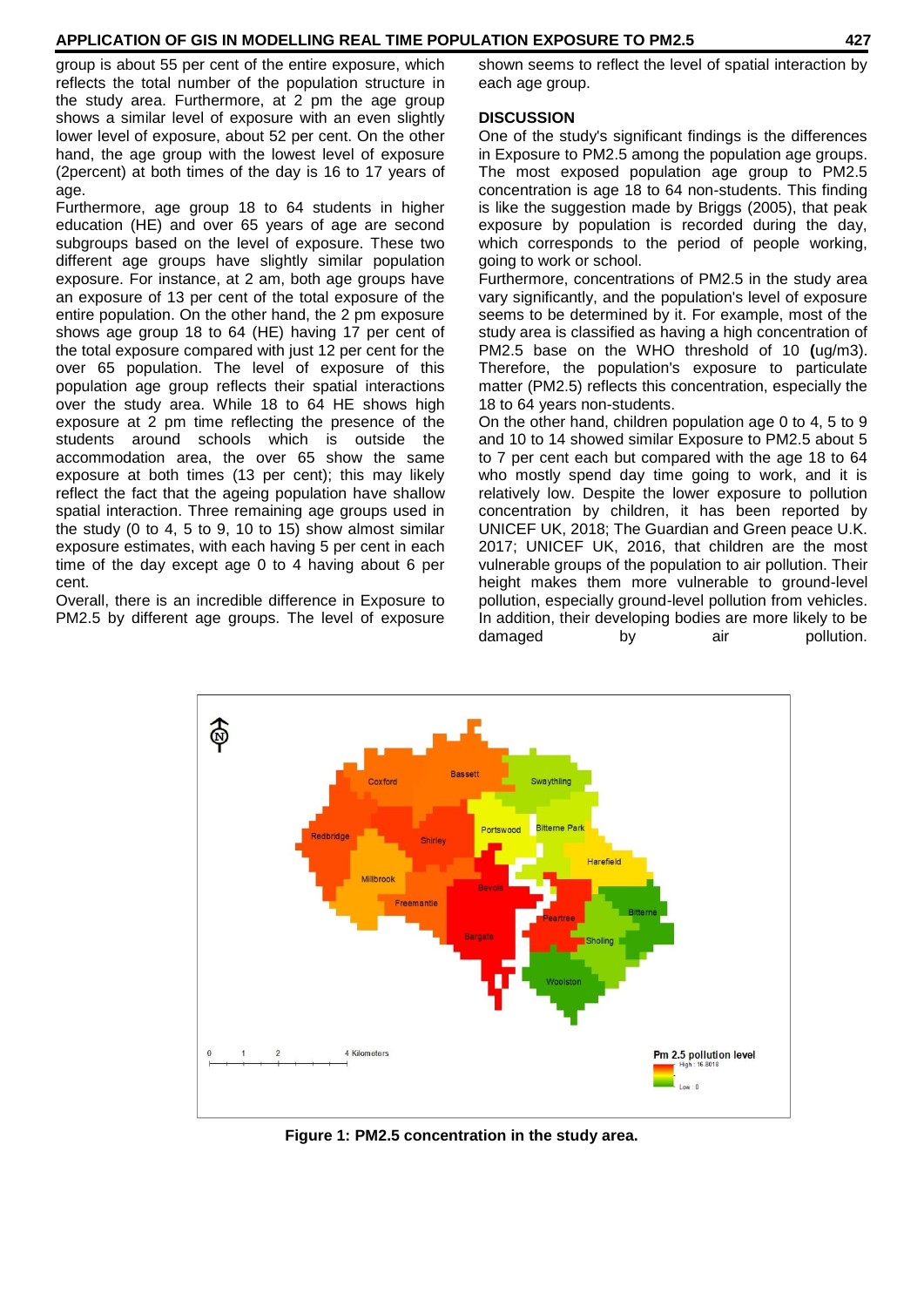group is about 55 per cent of the entire exposure, which reflects the total number of the population structure in the study area. Furthermore, at 2 pm the age group shows a similar level of exposure with an even slightly lower level of exposure, about 52 per cent. On the other hand, the age group with the lowest level of exposure (2percent) at both times of the day is 16 to 17 years of age.

Furthermore, age group 18 to 64 students in higher education (HE) and over 65 years of age are second subgroups based on the level of exposure. These two different age groups have slightly similar population exposure. For instance, at 2 am, both age groups have an exposure of 13 per cent of the total exposure of the entire population. On the other hand, the 2 pm exposure shows age group 18 to 64 (HE) having 17 per cent of the total exposure compared with just 12 per cent for the over 65 population. The level of exposure of this population age group reflects their spatial interactions over the study area. While 18 to 64 HE shows high exposure at 2 pm time reflecting the presence of the students around schools which is outside the accommodation area, the over 65 show the same exposure at both times (13 per cent); this may likely reflect the fact that the ageing population have shallow spatial interaction. Three remaining age groups used in the study (0 to 4, 5 to 9, 10 to 15) show almost similar exposure estimates, with each having 5 per cent in each time of the day except age 0 to 4 having about 6 per cent.

Overall, there is an incredible difference in Exposure to PM2.5 by different age groups. The level of exposure shown seems to reflect the level of spatial interaction by each age group.

## DISCUSSION

One of the study's significant findings is the differences in Exposure to PM2.5 among the population age groups. The most exposed population age group to PM2.5 concentration is age 18 to 64 non-students. This finding is like the suggestion made by Briggs (2005), that peak exposure by population is recorded during the day, which corresponds to the period of people working, going to work or school.

Furthermore, concentrations of PM2.5 in the study area vary significantly, and the population's level of exposure seems to be determined by it. For example, most of the study area is classified as having a high concentration of PM2.5 base on the WHO threshold of 10 **(**ug/m3). Therefore, the population's exposure to particulate matter (PM2.5) reflects this concentration, especially the 18 to 64 years non-students.

On the other hand, children population age 0 to 4, 5 to 9 and 10 to 14 showed similar Exposure to PM2.5 about 5 to 7 per cent each but compared with the age 18 to 64 who mostly spend day time going to work, and it is relatively low. Despite the lower exposure to pollution concentration by children, it has been reported by UNICEF UK, 2018; The Guardian and Green peace U.K. 2017; UNICEF UK, 2016, that children are the most vulnerable groups of the population to air pollution. Their height makes them more vulnerable to ground-level pollution, especially ground-level pollution from vehicles. In addition, their developing bodies are more likely to be damaged by air pollution.

**Figure 1: PM2.5 concentration in the study area.**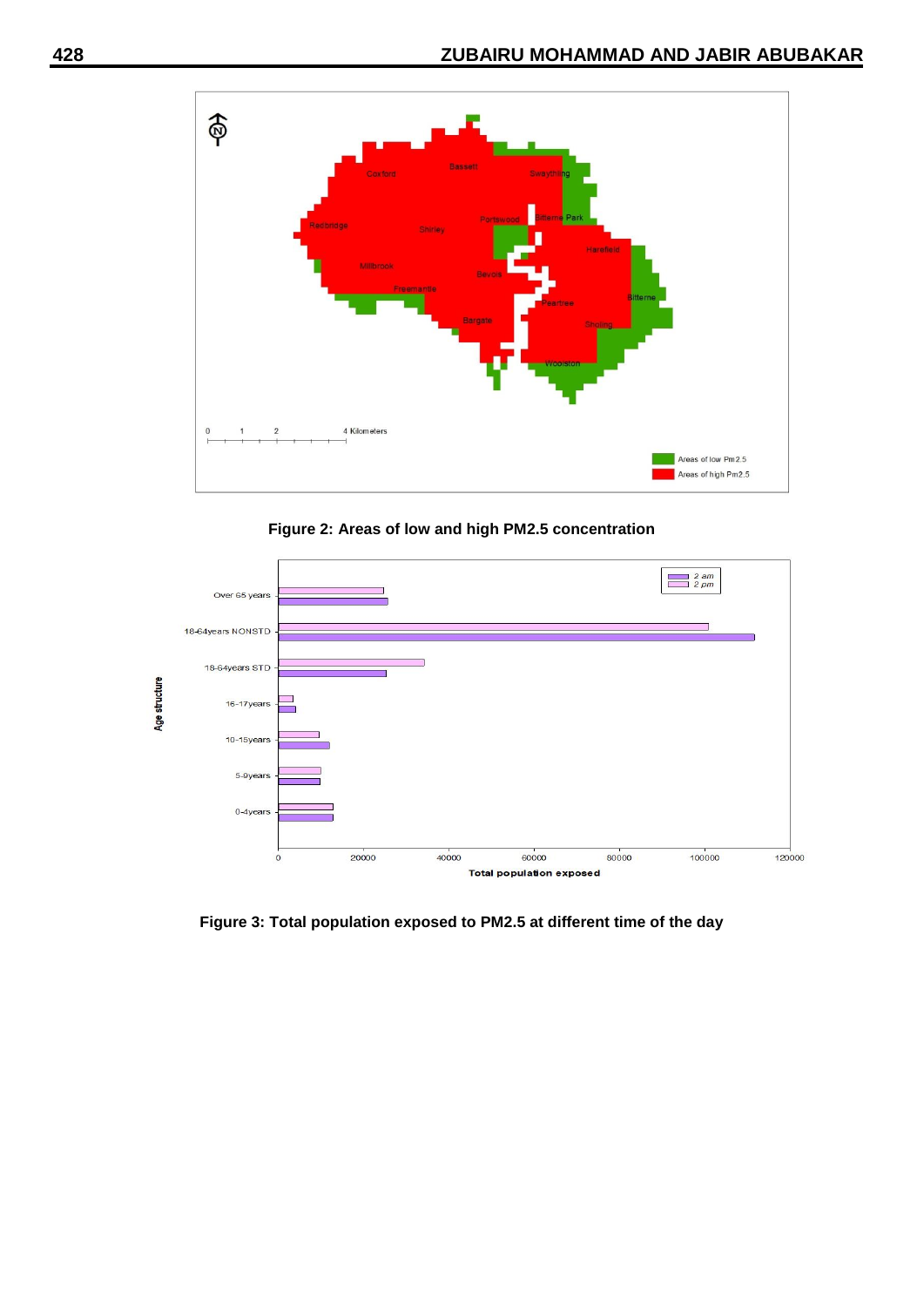Figure 2: Areas of low and high PM2.5 concentration

Figure 3: Total population exposed to PM2.5 at different time of the day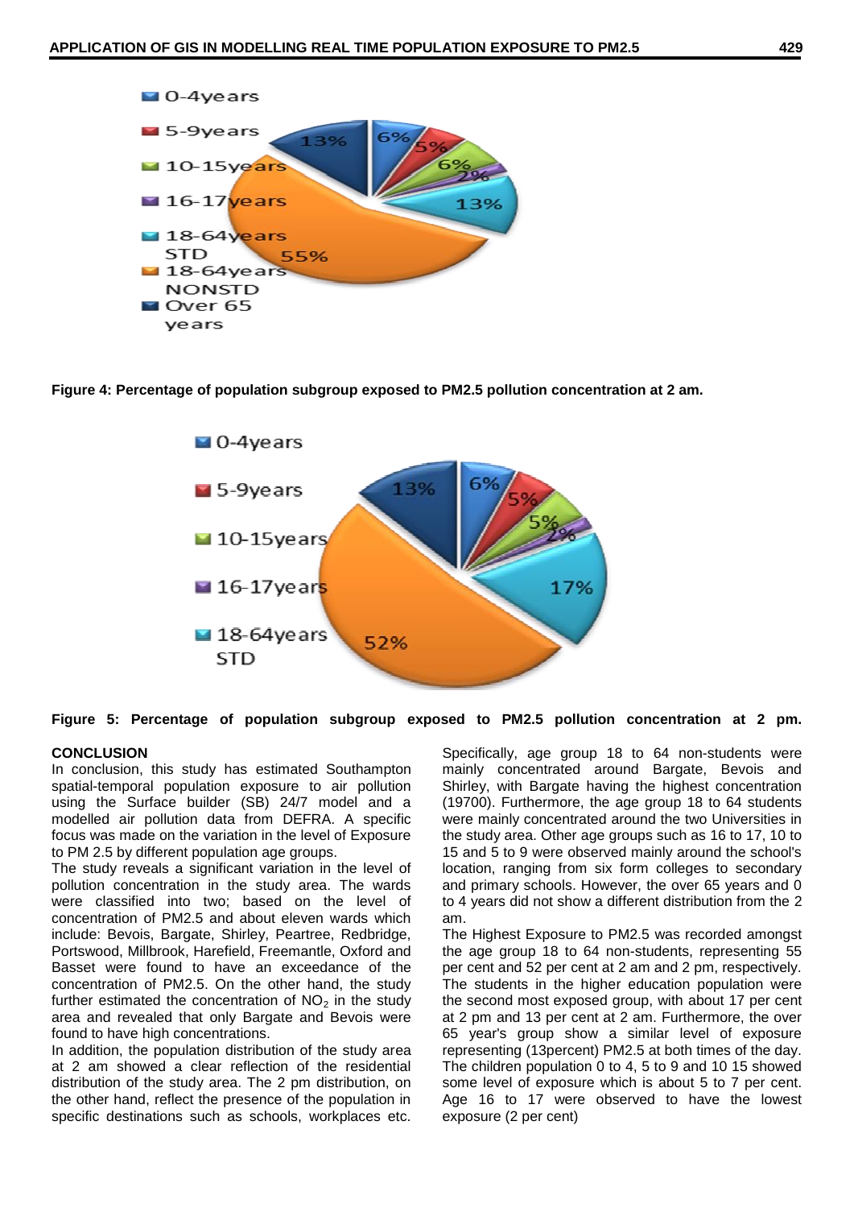Figure 4: Percentage of population subgroup exposed to PM2.5 pollution concentration at 2 am.

Figure 5: Percentage of population subgroup exposed to PM2.5 pollution concentration at 2 pm.

## CONCLUSION

In conclusion, this study has estimated Southampton spatial-temporal population exposure to air pollution using the Surface builder (SB) 24/7 model and a modelled air pollution data from DEFRA. A specific focus was made on the variation in the level of Exposure to PM 2.5 by different population age groups.

The study reveals a significant variation in the level of pollution concentration in the study area. The wards were classified into two; based on the level of concentration of PM2.5 and about eleven wards which include: Bevois, Bargate, Shirley, Peartree, Redbridge, Portswood, Millbrook, Harefield, Freemantle, Oxford and Basset were found to have an exceedance of the concentration of PM2.5. On the other hand, the study further estimated the concentration of $NO_2$ in the study area and revealed that only Bargate and Bevois were found to have high concentrations.

In addition, the population distribution of the study area at 2 am showed a clear reflection of the residential distribution of the study area. The 2 pm distribution, on the other hand, reflect the presence of the population in specific destinations such as schools, workplaces etc. Specifically, age group 18 to 64 non-students were mainly concentrated around Bargate, Bevois and Shirley, with Bargate having the highest concentration (19700). Furthermore, the age group 18 to 64 students were mainly concentrated around the two Universities in the study area. Other age groups such as 16 to 17, 10 to 15 and 5 to 9 were observed mainly around the school's location, ranging from six form colleges to secondary and primary schools. However, the over 65 years and 0 to 4 years did not show a different distribution from the 2 am.

The Highest Exposure to PM2.5 was recorded amongst the age group 18 to 64 non-students, representing 55 per cent and 52 per cent at 2 am and 2 pm, respectively. The students in the higher education population were the second most exposed group, with about 17 per cent at 2 pm and 13 per cent at 2 am. Furthermore, the over 65 year's group show a similar level of exposure representing (13percent) PM2.5 at both times of the day. The children population 0 to 4, 5 to 9 and 10 15 showed some level of exposure which is about 5 to 7 per cent. Age 16 to 17 were observed to have the lowest exposure (2 per cent)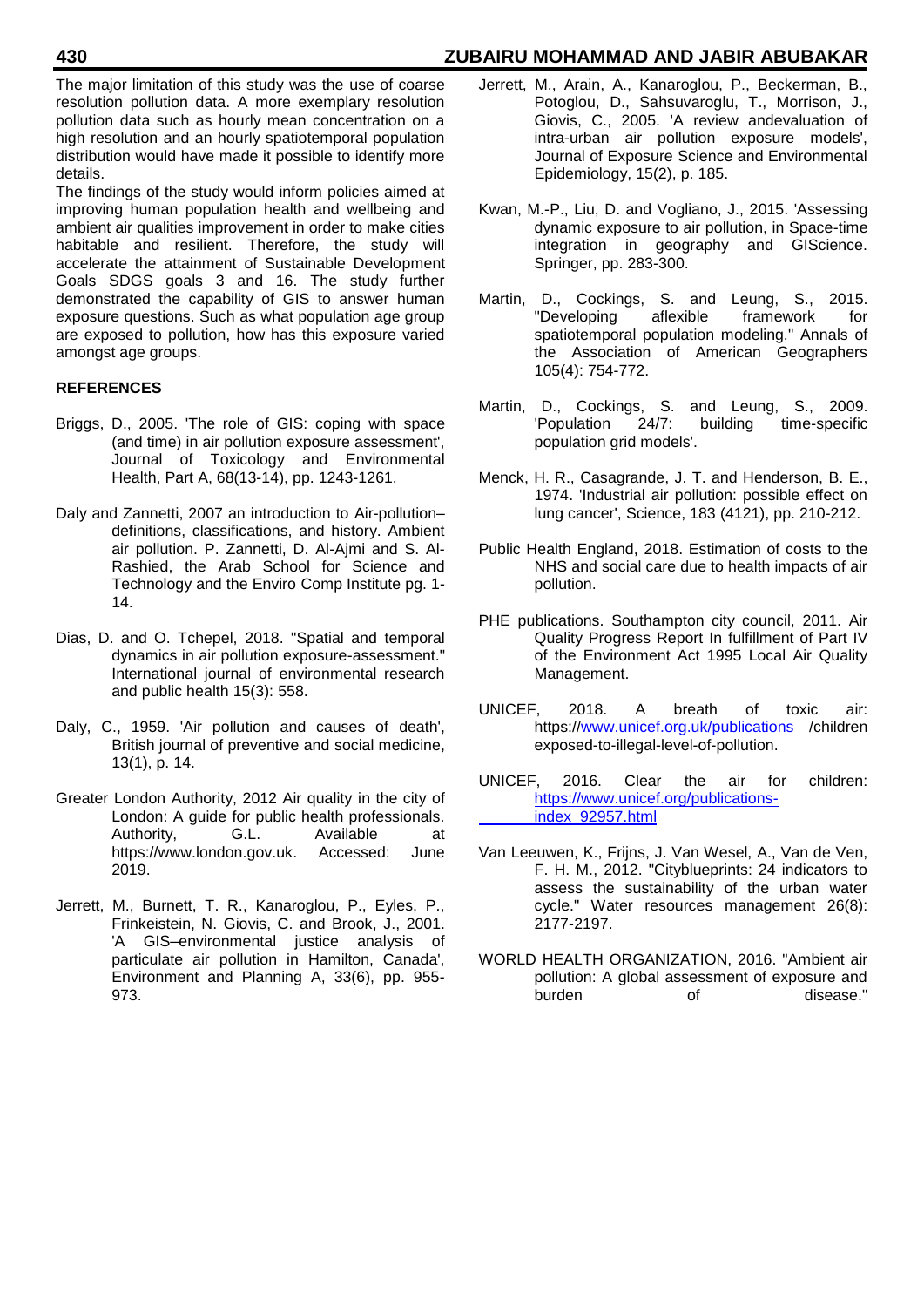The major limitation of this study was the use of coarse resolution pollution data. A more exemplary resolution pollution data such as hourly mean concentration on a high resolution and an hourly spatiotemporal population distribution would have made it possible to identify more details.

The findings of the study would inform policies aimed at improving human population health and wellbeing and ambient air qualities improvement in order to make cities habitable and resilient. Therefore, the study will accelerate the attainment of Sustainable Development Goals SDGS goals 3 and 16. The study further demonstrated the capability of GIS to answer human exposure questions. Such as what population age group are exposed to pollution, how has this exposure varied amongst age groups.

## REFERENCES

Briggs, D., 2005. 'The role of GIS: coping with space (and time) in air pollution exposure assessment', Journal of Toxicology and Environmental Health, Part A, 68(13-14), pp. 1243-1261.

Daly and Zannetti, 2007 an introduction to Air-pollution–definitions, classifications, and history. Ambient air pollution. P. Zannetti, D. Al-Ajmi and S. Al-Rashied, the Arab School for Science and Technology and the Enviro Comp Institute pg. 1-14.

Dias, D. and O. Tchepel, 2018. "Spatial and temporal dynamics in air pollution exposure-assessment." International journal of environmental research and public health 15(3): 558.

Daly, C., 1959. 'Air pollution and causes of death', British journal of preventive and social medicine, 13(1), p. 14.

Greater London Authority, 2012 Air quality in the city of London: A guide for public health professionals. Authority, G.L. Available at https://www.london.gov.uk. Accessed: June 2019.

Jerrett, M., Burnett, T. R., Kanaroglou, P., Eyles, P., Frinkeistein, N. Giovis, C. and Brook, J., 2001. 'A GIS–environmental justice analysis of particulate air pollution in Hamilton, Canada', Environment and Planning A, 33(6), pp. 955-973.

Jerrett, M., Arain, A., Kanaroglou, P., Beckerman, B., Potoglou, D., Sahsuvaroglu, T., Morrison, J., Giovis, C., 2005. 'A review andevaluation of intra-urban air pollution exposure models', Journal of Exposure Science and Environmental Epidemiology, 15(2), p. 185.

Kwan, M.-P., Liu, D. and Vogliano, J., 2015. 'Assessing dynamic exposure to air pollution, in Space-time integration in geography and GIScience. Springer, pp. 283-300.

Martin, D., Cockings, S. and Leung, S., 2015. "Developing aflexible framework for spatiotemporal population modeling." Annals of the Association of American Geographers 105(4): 754-772.

Martin, D., Cockings, S. and Leung, S., 2009. 'Population 24/7: building time-specific population grid models'.

Menck, H. R., Casagrande, J. T. and Henderson, B. E., 1974. 'Industrial air pollution: possible effect on lung cancer', Science, 183 (4121), pp. 210-212.

Public Health England, 2018. Estimation of costs to the NHS and social care due to health impacts of air pollution.

PHE publications. Southampton city council, 2011. Air Quality Progress Report In fulfillment of Part IV of the Environment Act 1995 Local Air Quality Management.

UNICEF, 2018. A breath of toxic air: https://www.unicef.org.uk/publications /children exposed-to-illegal-level-of-pollution.

UNICEF, 2016. Clear the air for children: https://www.unicef.org/publications-index_92957.html

Van Leeuwen, K., Frijns, J. Van Wesel, A., Van de Ven, F. H. M., 2012. "Cityblueprints: 24 indicators to assess the sustainability of the urban water cycle." Water resources management 26(8): 2177-2197.

WORLD HEALTH ORGANIZATION, 2016. "Ambient air pollution: A global assessment of exposure and burden of disease."